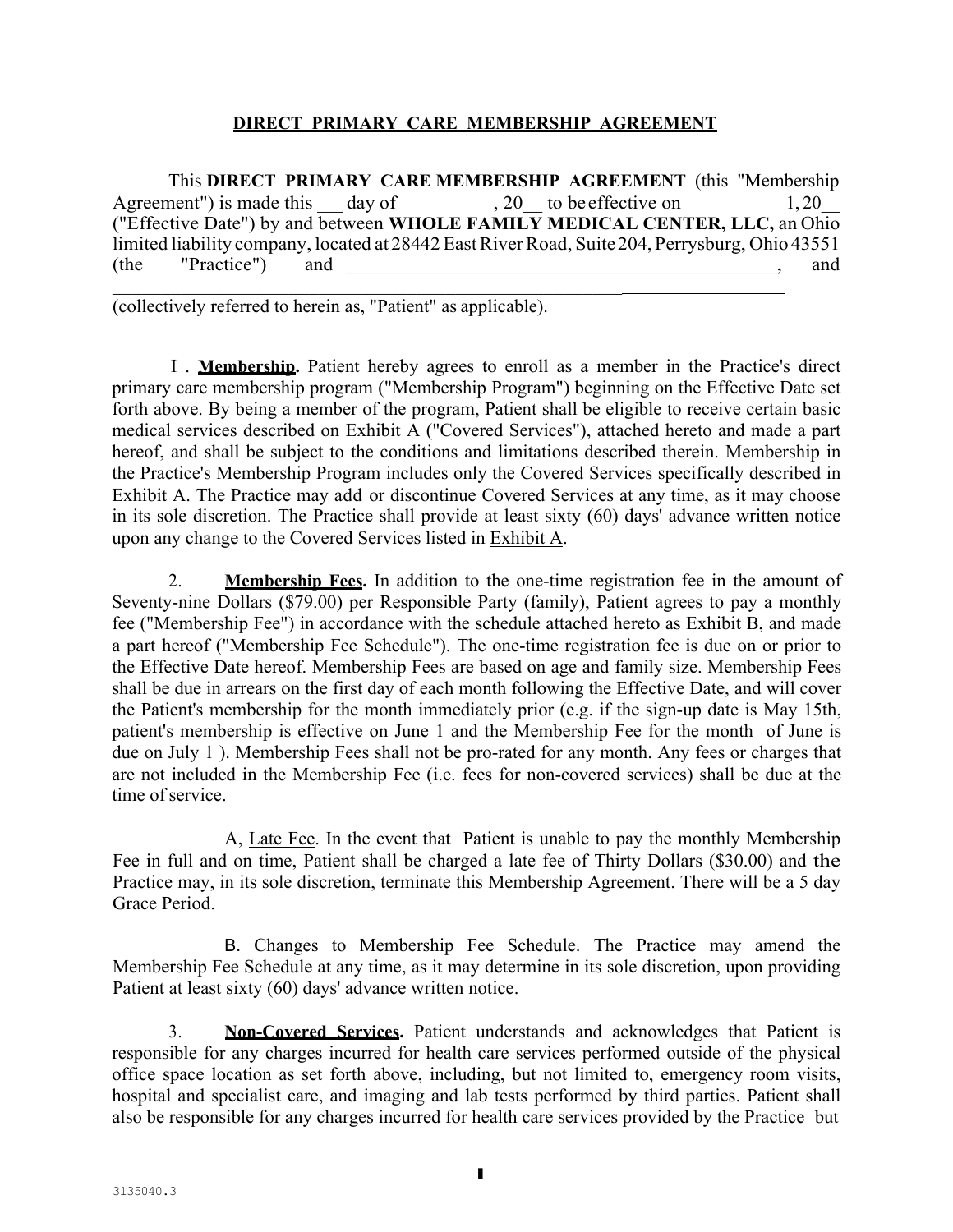**DIRECT PRIMARY CARE MEMBERSHIP AGREEMENT**

This **DIRECT PRIMARY CARE MEMBERSHIP AGREEMENT** (this "Membership Agreement") is made this ___ day of ___________, 20__ to be effective on ___________ 1, 20__ ("Effective Date") by and between **WHOLE FAMILY MEDICAL CENTER, LLC,** an Ohio limited liability company, located at 28442 East River Road, Suite 204, Perrysburg, Ohio 43551 (the "Practice") and ______________________________________________, and ______________________________________________________________ (collectively referred to herein as, "Patient" as applicable).

I . **Membership.** Patient hereby agrees to enroll as a member in the Practice's direct primary care membership program ("Membership Program") beginning on the Effective Date set forth above. By being a member of the program, Patient shall be eligible to receive certain basic medical services described on Exhibit A ("Covered Services"), attached hereto and made a part hereof, and shall be subject to the conditions and limitations described therein. Membership in the Practice's Membership Program includes only the Covered Services specifically described in Exhibit A. The Practice may add or discontinue Covered Services at any time, as it may choose in its sole discretion. The Practice shall provide at least sixty (60) days' advance written notice upon any change to the Covered Services listed in Exhibit A.

2. **Membership Fees.** In addition to the one-time registration fee in the amount of Seventy-nine Dollars ($79.00) per Responsible Party (family), Patient agrees to pay a monthly fee ("Membership Fee") in accordance with the schedule attached hereto as Exhibit B, and made a part hereof ("Membership Fee Schedule"). The one-time registration fee is due on or prior to the Effective Date hereof. Membership Fees are based on age and family size. Membership Fees shall be due in arrears on the first day of each month following the Effective Date, and will cover the Patient's membership for the month immediately prior (e.g. if the sign-up date is May 15th, patient's membership is effective on June 1 and the Membership Fee for the month of June is due on July 1 ). Membership Fees shall not be pro-rated for any month. Any fees or charges that are not included in the Membership Fee (i.e. fees for non-covered services) shall be due at the time of service.

A, Late Fee. In the event that Patient is unable to pay the monthly Membership Fee in full and on time, Patient shall be charged a late fee of Thirty Dollars ($30.00) and the Practice may, in its sole discretion, terminate this Membership Agreement. There will be a 5 day Grace Period.

B. Changes to Membership Fee Schedule. The Practice may amend the Membership Fee Schedule at any time, as it may determine in its sole discretion, upon providing Patient at least sixty (60) days' advance written notice.

3. **Non-Covered Services.** Patient understands and acknowledges that Patient is responsible for any charges incurred for health care services performed outside of the physical office space location as set forth above, including, but not limited to, emergency room visits, hospital and specialist care, and imaging and lab tests performed by third parties. Patient shall also be responsible for any charges incurred for health care services provided by the Practice but

3135040.3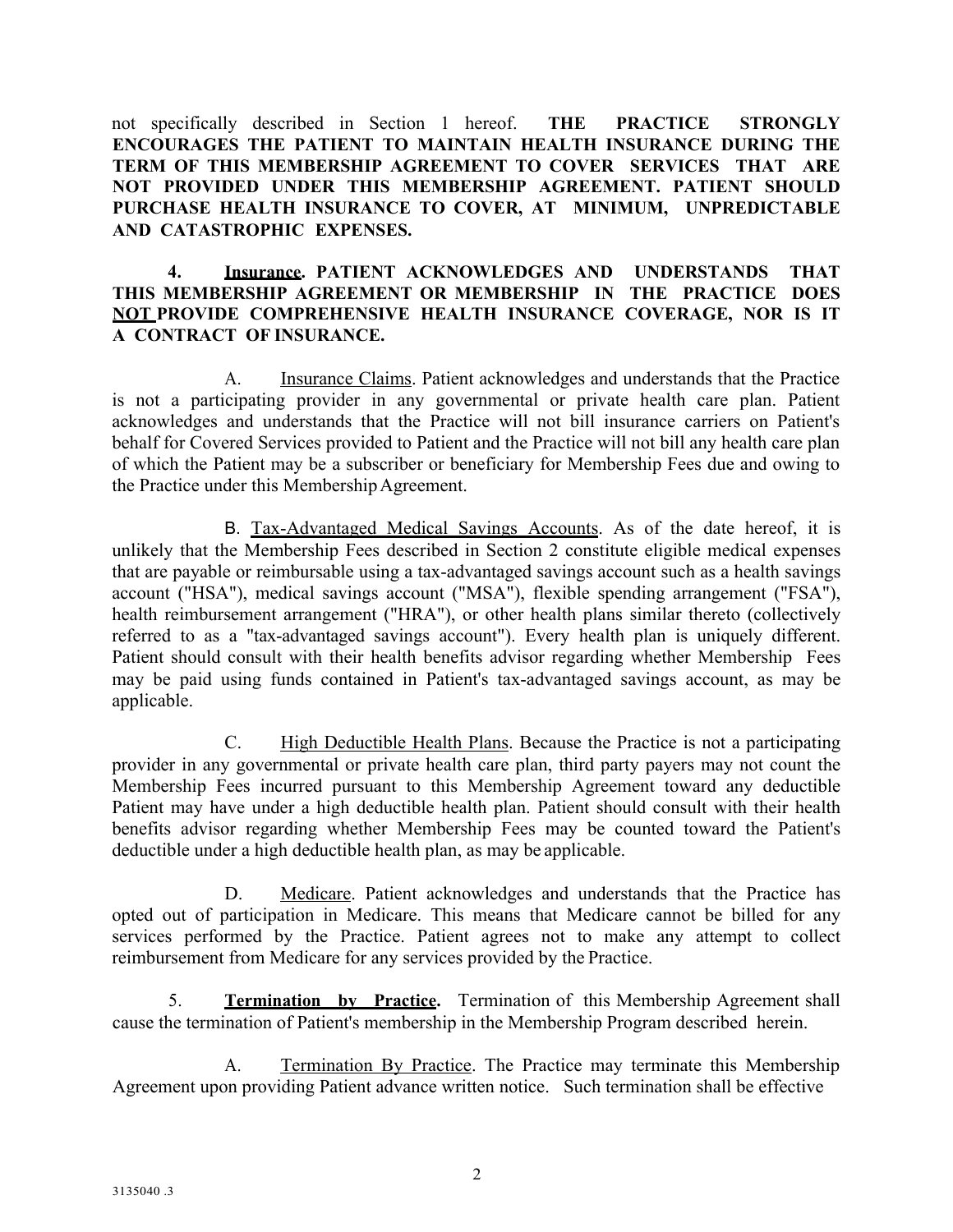not specifically described in Section 1 hereof. **THE PRACTICE STRONGLY ENCOURAGES THE PATIENT TO MAINTAIN HEALTH INSURANCE DURING THE TERM OF THIS MEMBERSHIP AGREEMENT TO COVER SERVICES THAT ARE NOT PROVIDED UNDER THIS MEMBERSHIP AGREEMENT. PATIENT SHOULD PURCHASE HEALTH INSURANCE TO COVER, AT MINIMUM, UNPREDICTABLE AND CATASTROPHIC EXPENSES.**

**4. Insurance. PATIENT ACKNOWLEDGES AND UNDERSTANDS THAT THIS MEMBERSHIP AGREEMENT OR MEMBERSHIP IN THE PRACTICE DOES NOT PROVIDE COMPREHENSIVE HEALTH INSURANCE COVERAGE, NOR IS IT A CONTRACT OF INSURANCE.**

A. Insurance Claims. Patient acknowledges and understands that the Practice is not a participating provider in any governmental or private health care plan. Patient acknowledges and understands that the Practice will not bill insurance carriers on Patient's behalf for Covered Services provided to Patient and the Practice will not bill any health care plan of which the Patient may be a subscriber or beneficiary for Membership Fees due and owing to the Practice under this Membership Agreement.

B. Tax-Advantaged Medical Savings Accounts. As of the date hereof, it is unlikely that the Membership Fees described in Section 2 constitute eligible medical expenses that are payable or reimbursable using a tax-advantaged savings account such as a health savings account ("HSA"), medical savings account ("MSA"), flexible spending arrangement ("FSA"), health reimbursement arrangement ("HRA"), or other health plans similar thereto (collectively referred to as a "tax-advantaged savings account"). Every health plan is uniquely different. Patient should consult with their health benefits advisor regarding whether Membership Fees may be paid using funds contained in Patient's tax-advantaged savings account, as may be applicable.

C. High Deductible Health Plans. Because the Practice is not a participating provider in any governmental or private health care plan, third party payers may not count the Membership Fees incurred pursuant to this Membership Agreement toward any deductible Patient may have under a high deductible health plan. Patient should consult with their health benefits advisor regarding whether Membership Fees may be counted toward the Patient's deductible under a high deductible health plan, as may be applicable.

D. Medicare. Patient acknowledges and understands that the Practice has opted out of participation in Medicare. This means that Medicare cannot be billed for any services performed by the Practice. Patient agrees not to make any attempt to collect reimbursement from Medicare for any services provided by the Practice.

5. **Termination by Practice.** Termination of this Membership Agreement shall cause the termination of Patient's membership in the Membership Program described herein.

A. Termination By Practice. The Practice may terminate this Membership Agreement upon providing Patient advance written notice. Such termination shall be effective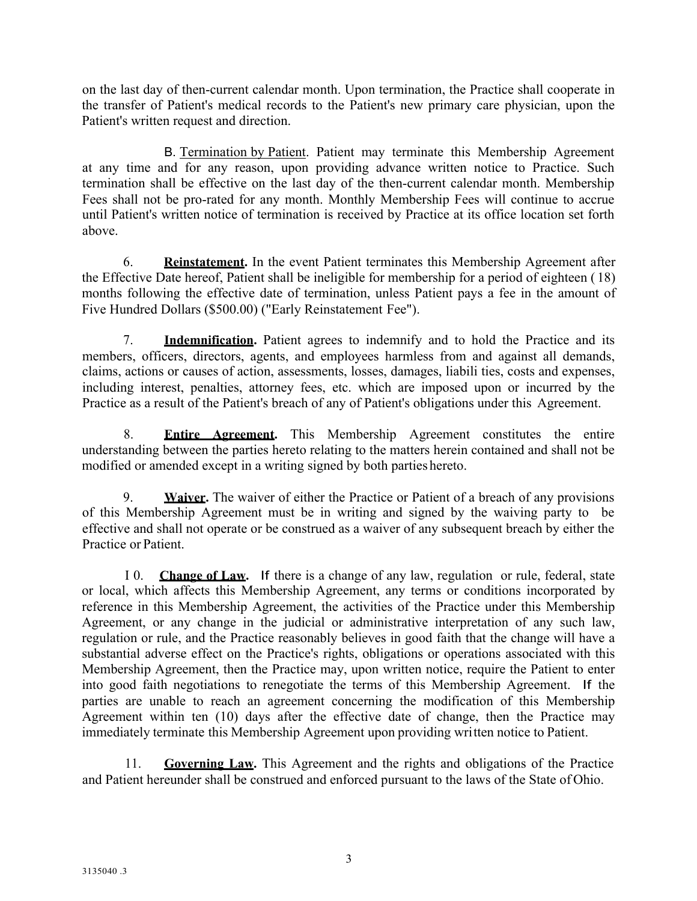on the last day of then-current calendar month. Upon termination, the Practice shall cooperate in the transfer of Patient's medical records to the Patient's new primary care physician, upon the Patient's written request and direction.

B. Termination by Patient. Patient may terminate this Membership Agreement at any time and for any reason, upon providing advance written notice to Practice. Such termination shall be effective on the last day of the then-current calendar month. Membership Fees shall not be pro-rated for any month. Monthly Membership Fees will continue to accrue until Patient's written notice of termination is received by Practice at its office location set forth above.

6. **Reinstatement.** In the event Patient terminates this Membership Agreement after the Effective Date hereof, Patient shall be ineligible for membership for a period of eighteen ( 18) months following the effective date of termination, unless Patient pays a fee in the amount of Five Hundred Dollars ($500.00) ("Early Reinstatement Fee").

7. **Indemnification.** Patient agrees to indemnify and to hold the Practice and its members, officers, directors, agents, and employees harmless from and against all demands, claims, actions or causes of action, assessments, losses, damages, liabili ties, costs and expenses, including interest, penalties, attorney fees, etc. which are imposed upon or incurred by the Practice as a result of the Patient's breach of any of Patient's obligations under this Agreement.

8. **Entire Agreement.** This Membership Agreement constitutes the entire understanding between the parties hereto relating to the matters herein contained and shall not be modified or amended except in a writing signed by both parties hereto.

9. **Waiver.** The waiver of either the Practice or Patient of a breach of any provisions of this Membership Agreement must be in writing and signed by the waiving party to be effective and shall not operate or be construed as a waiver of any subsequent breach by either the Practice or Patient.

I 0. **Change of Law.** If there is a change of any law, regulation or rule, federal, state or local, which affects this Membership Agreement, any terms or conditions incorporated by reference in this Membership Agreement, the activities of the Practice under this Membership Agreement, or any change in the judicial or administrative interpretation of any such law, regulation or rule, and the Practice reasonably believes in good faith that the change will have a substantial adverse effect on the Practice's rights, obligations or operations associated with this Membership Agreement, then the Practice may, upon written notice, require the Patient to enter into good faith negotiations to renegotiate the terms of this Membership Agreement. If the parties are unable to reach an agreement concerning the modification of this Membership Agreement within ten (10) days after the effective date of change, then the Practice may immediately terminate this Membership Agreement upon providing wri tten notice to Patient.

11. **Governing Law.** This Agreement and the rights and obligations of the Practice and Patient hereunder shall be construed and enforced pursuant to the laws of the State of Ohio.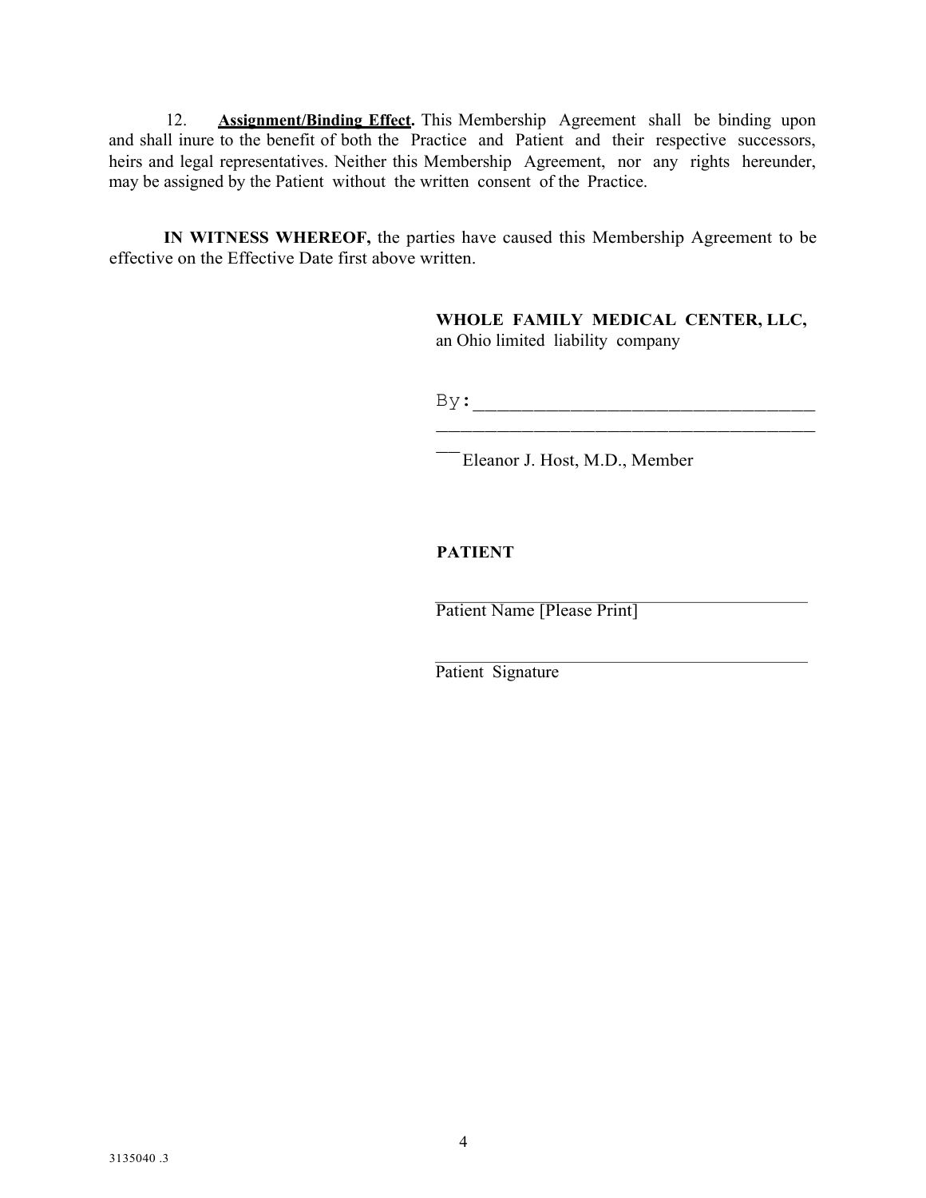12. **Assignment/Binding Effect.** This Membership Agreement shall be binding upon and shall inure to the benefit of both the Practice and Patient and their respective successors, heirs and legal representatives. Neither this Membership Agreement, nor any rights hereunder, may be assigned by the Patient without the written consent of the Practice.

**IN WITNESS WHEREOF,** the parties have caused this Membership Agreement to be effective on the Effective Date first above written.

**WHOLE FAMILY MEDICAL CENTER, LLC,**
an Ohio limited liability company

By:___________________________________
___________________________________________

Eleanor J. Host, M.D., Member

**PATIENT**

_____________________________________________
Patient Name [Please Print]

_____________________________________________
Patient Signature

3135040 .3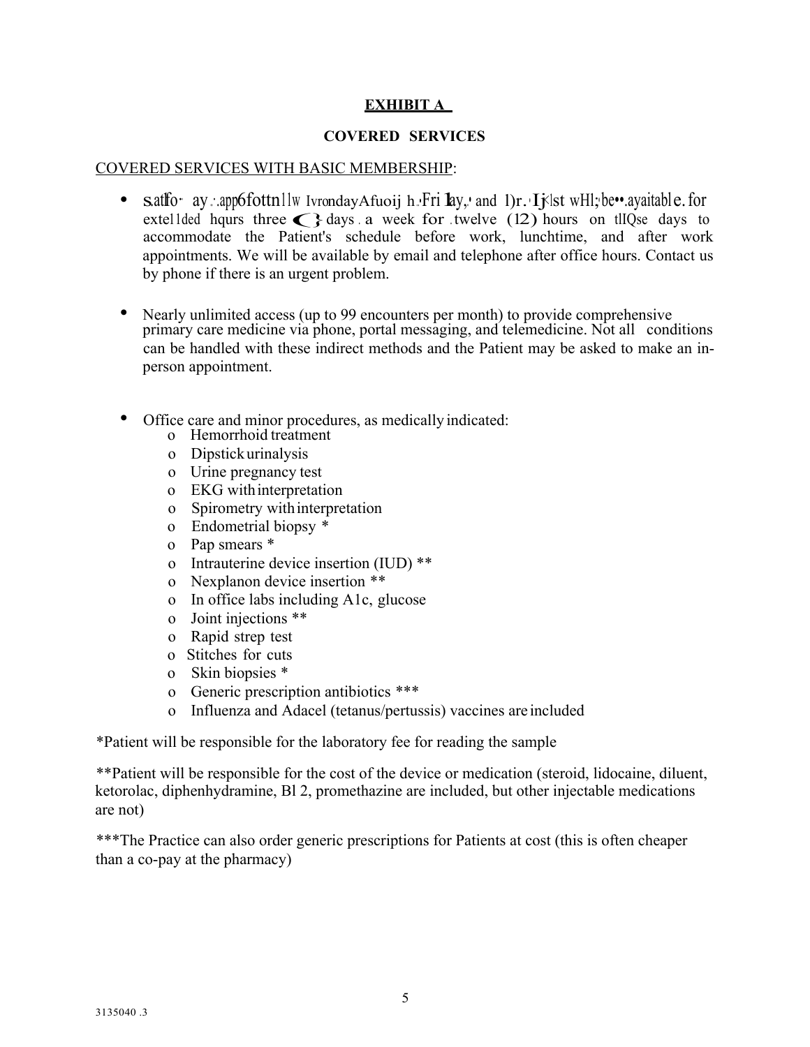**EXHIBIT A**

**COVERED SERVICES**

COVERED SERVICES WITH BASIC MEMBERSHIP:

- s.atlfo· ay.:.app6fottn1lw IvrondayAfuoij h.,Fri 1ay,' and 1)r.'Ij<lst wHl;be••.ayaitable.for extel1ded hqurs three ( ) days . a week for .twelve (12) hours on tllQse days to accommodate the Patient's schedule before work, lunchtime, and after work appointments. We will be available by email and telephone after office hours. Contact us by phone if there is an urgent problem.

- Nearly unlimited access (up to 99 encounters per month) to provide comprehensive primary care medicine via phone, portal messaging, and telemedicine. Not all conditions can be handled with these indirect methods and the Patient may be asked to make an in-person appointment.

- Office care and minor procedures, as medically indicated:
  - Hemorrhoid treatment
  - Dipstick urinalysis
  - Urine pregnancy test
  - EKG with interpretation
  - Spirometry with interpretation
  - Endometrial biopsy *
  - Pap smears *
  - Intrauterine device insertion (IUD) **
  - Nexplanon device insertion **
  - In office labs including A1c, glucose
  - Joint injections **
  - Rapid strep test
  - Stitches for cuts
  - Skin biopsies *
  - Generic prescription antibiotics ***
  - Influenza and Adacel (tetanus/pertussis) vaccines are included

*Patient will be responsible for the laboratory fee for reading the sample

**Patient will be responsible for the cost of the device or medication (steroid, lidocaine, diluent, ketorolac, diphenhydramine, Bl 2, promethazine are included, but other injectable medications are not)

***The Practice can also order generic prescriptions for Patients at cost (this is often cheaper than a co-pay at the pharmacy)

3135040 .3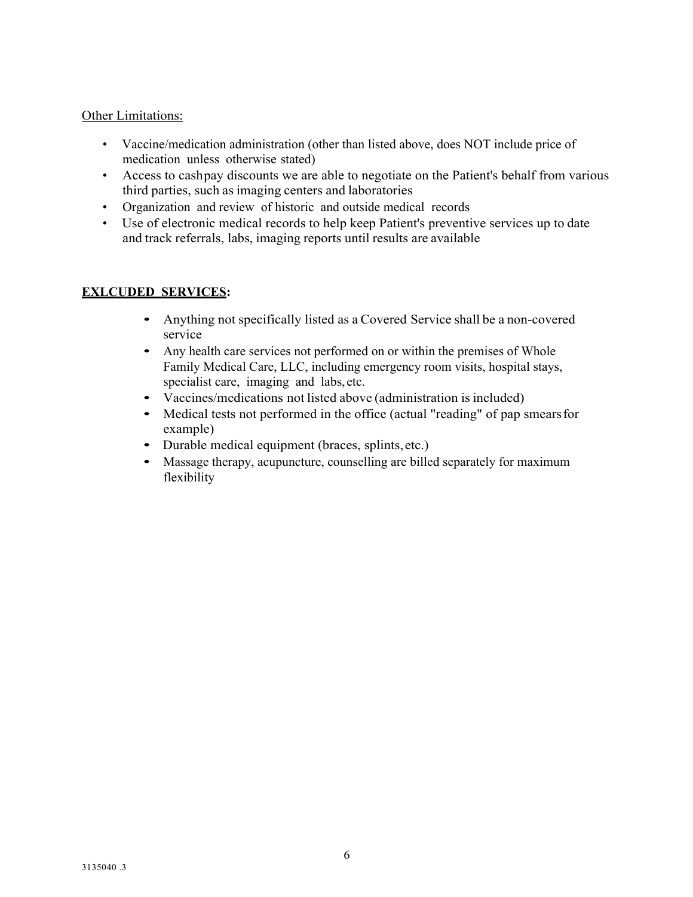Other Limitations:

- Vaccine/medication administration (other than listed above, does NOT include price of medication unless otherwise stated)
- Access to cashpay discounts we are able to negotiate on the Patient's behalf from various third parties, such as imaging centers and laboratories
- Organization and review of historic and outside medical records
- Use of electronic medical records to help keep Patient's preventive services up to date and track referrals, labs, imaging reports until results are available

**EXLCUDED SERVICES:**

- Anything not specifically listed as a Covered Service shall be a non-covered service
- Any health care services not performed on or within the premises of Whole Family Medical Care, LLC, including emergency room visits, hospital stays, specialist care, imaging and labs, etc.
- Vaccines/medications not listed above (administration is included)
- Medical tests not performed in the office (actual "reading" of pap smears for example)
- Durable medical equipment (braces, splints, etc.)
- Massage therapy, acupuncture, counselling are billed separately for maximum flexibility

3135040 .3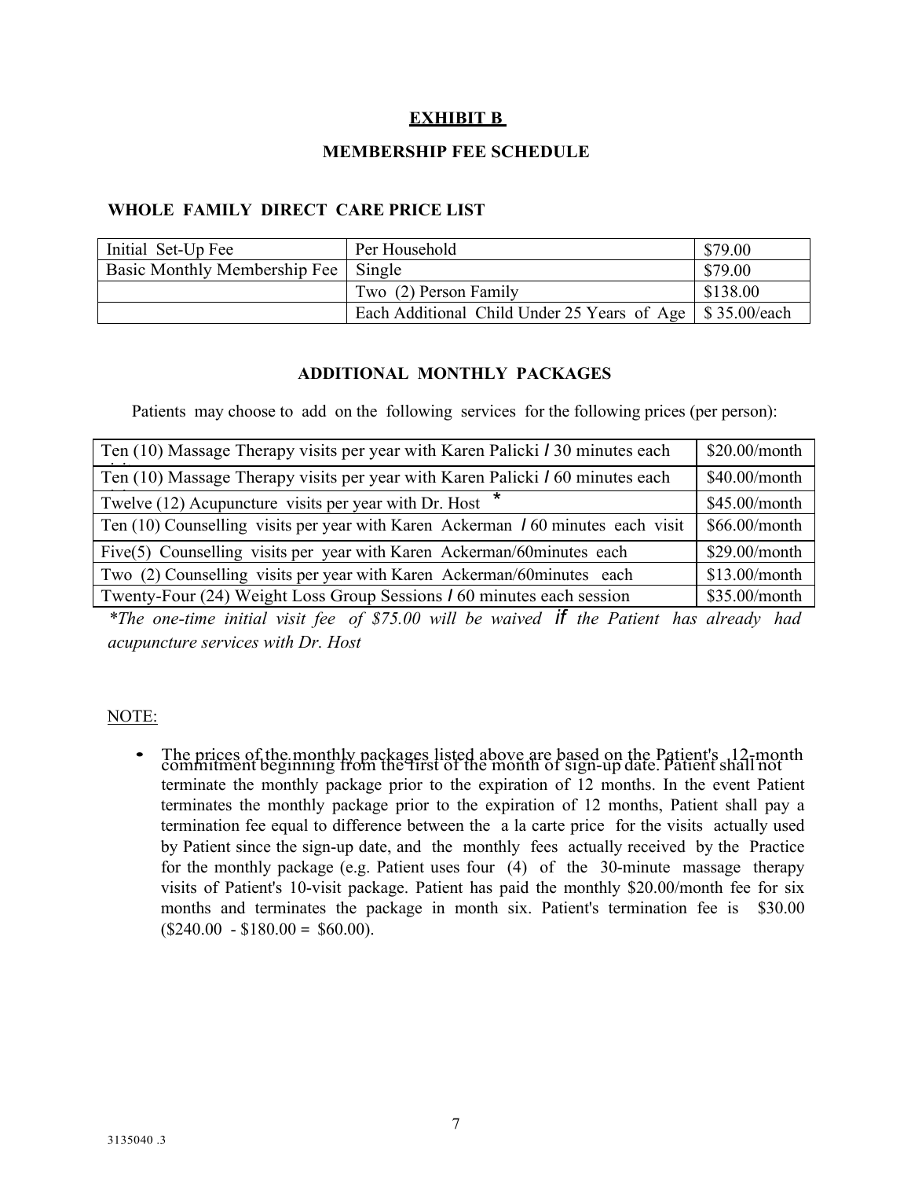**EXHIBIT B**

**MEMBERSHIP FEE SCHEDULE**

**WHOLE FAMILY DIRECT CARE PRICE LIST**

| Initial Set-Up Fee | Per Household | $79.00 |
|---|---|---|
| Basic Monthly Membership Fee | Single | $79.00 |
| | Two (2) Person Family | $138.00 |
| | Each Additional Child Under 25 Years of Age | $ 35.00/each |

**ADDITIONAL MONTHLY PACKAGES**

Patients may choose to add on the following services for the following prices (per person):

| Service | Price |
|---|---|
| Ten (10) Massage Therapy visits per year with Karen Palicki / 30 minutes each visit | $20.00/month |
| Ten (10) Massage Therapy visits per year with Karen Palicki / 60 minutes each visit | $40.00/month |
| Twelve (12) Acupuncture visits per year with Dr. Host * | $45.00/month |
| Ten (10) Counselling visits per year with Karen Ackerman / 60 minutes each visit | $66.00/month |
| Five(5) Counselling visits per year with Karen Ackerman/60minutes each | $29.00/month |
| Two (2) Counselling visits per year with Karen Ackerman/60minutes each | $13.00/month |
| Twenty-Four (24) Weight Loss Group Sessions / 60 minutes each session | $35.00/month |

*\*The one-time initial visit fee of $75.00 will be waived if the Patient has already had acupuncture services with Dr. Host*

NOTE:

- The prices of the monthly packages listed above are based on the Patient's 12-month commitment beginning from the first of the month of sign-up date. Patient shall not terminate the monthly package prior to the expiration of 12 months. In the event Patient terminates the monthly package prior to the expiration of 12 months, Patient shall pay a termination fee equal to difference between the a la carte price for the visits actually used by Patient since the sign-up date, and the monthly fees actually received by the Practice for the monthly package (e.g. Patient uses four (4) of the 30-minute massage therapy visits of Patient's 10-visit package. Patient has paid the monthly $20.00/month fee for six months and terminates the package in month six. Patient's termination fee is $30.00 ($240.00 - $180.00 = $60.00).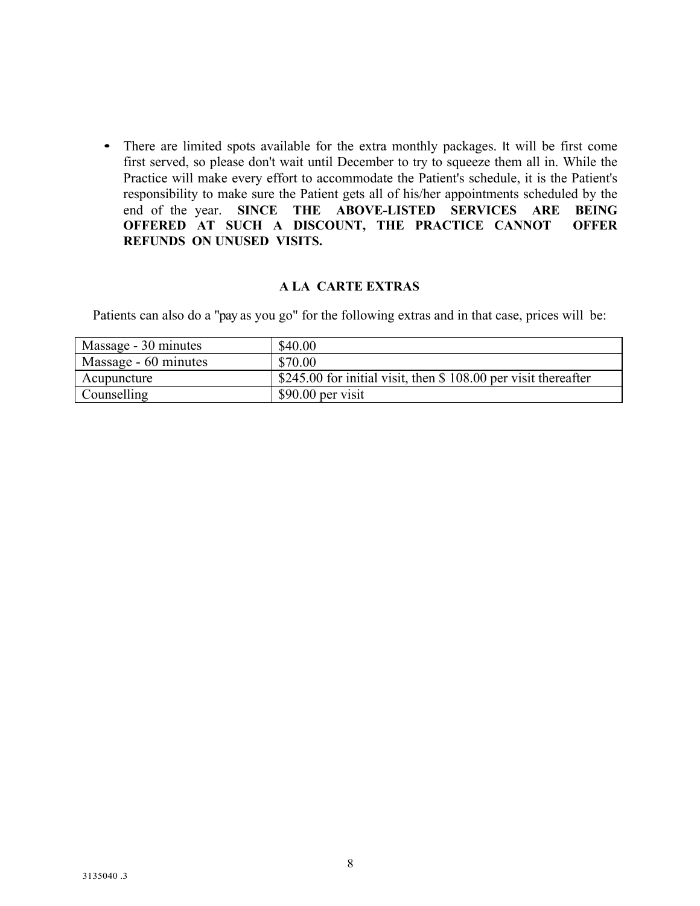- There are limited spots available for the extra monthly packages. It will be first come first served, so please don't wait until December to try to squeeze them all in. While the Practice will make every effort to accommodate the Patient's schedule, it is the Patient's responsibility to make sure the Patient gets all of his/her appointments scheduled by the end of the year. **SINCE THE ABOVE-LISTED SERVICES ARE BEING OFFERED AT SUCH A DISCOUNT, THE PRACTICE CANNOT OFFER REFUNDS ON UNUSED VISITS.**

**A LA CARTE EXTRAS**

Patients can also do a "pay as you go" for the following extras and in that case, prices will be:

| | |
|---|---|
| Massage - 30 minutes | $40.00 |
| Massage - 60 minutes | $70.00 |
| Acupuncture | $245.00 for initial visit, then $ 108.00 per visit thereafter |
| Counselling | $90.00 per visit |

3135040 .3